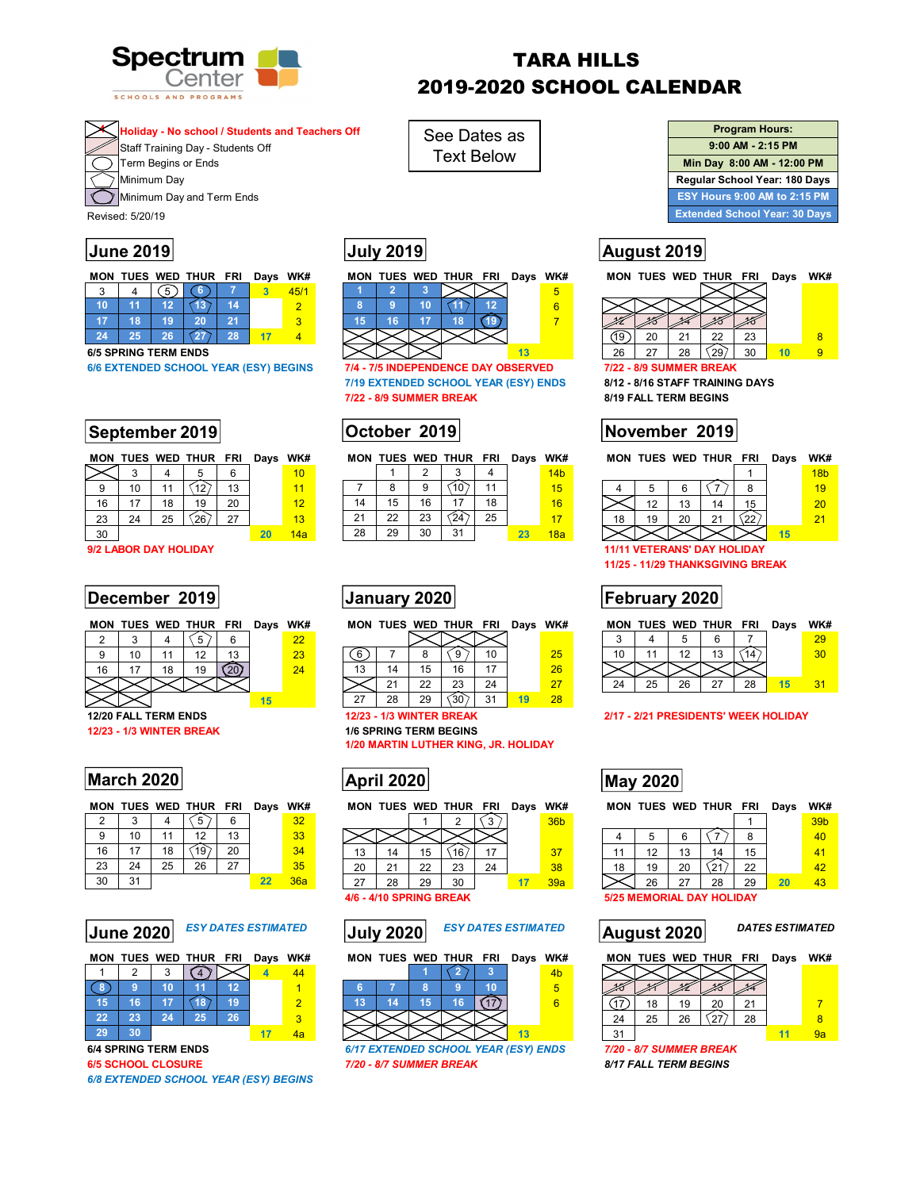# TARA HILLS
# 2019-2020 SCHOOL CALENDAR

Spectrum Center
SCHOOLS AND PROGRAMS

**Holiday - No school / Students and Teachers Off**
Staff Training Day - Students Off
Term Begins or Ends
Minimum Day
Minimum Day and Term Ends

Revised: 5/20/19

See Dates as Text Below

| Program Hours: |
|---|
| 9:00 AM - 2:15 PM |
| Min Day 8:00 AM - 12:00 PM |
| Regular School Year: 180 Days |
| ESY Hours 9:00 AM to 2:15 PM |
| Extended School Year: 30 Days |

## June 2019

| MON | TUES | WED | THUR | FRI | Days | WK# |
|---|---|---|---|---|---|---|
| 3 | 4 | 5 | 6 | 7 | 3 | 45/1 |
| 10 | 11 | 12 | 13 | 14 | | 2 |
| 17 | 18 | 19 | 20 | 21 | | 3 |
| 24 | 25 | 26 | 27 | 28 | 17 | 4 |

6/5 SPRING TERM ENDS
6/6 EXTENDED SCHOOL YEAR (ESY) BEGINS

## July 2019

| MON | TUES | WED | THUR | FRI | Days | WK# |
|---|---|---|---|---|---|---|
| 1 | 2 | 3 | | | | 5 |
| 8 | 9 | 10 | 11 | 12 | | 6 |
| 15 | 16 | 17 | 18 | 19 | | 7 |
| | | | | | 13 | |

7/4 - 7/5 INDEPENDENCE DAY OBSERVED
7/19 EXTENDED SCHOOL YEAR (ESY) ENDS
7/22 - 8/9 SUMMER BREAK

## August 2019

| MON | TUES | WED | THUR | FRI | Days | WK# |
|---|---|---|---|---|---|---|
| | | | | | | |
| 12 | 13 | 14 | 15 | 16 | | |
| 19 | 20 | 21 | 22 | 23 | | 8 |
| 26 | 27 | 28 | 29 | 30 | 10 | 9 |

7/22 - 8/9 SUMMER BREAK
8/12 - 8/16 STAFF TRAINING DAYS
8/19 FALL TERM BEGINS

## September 2019

| MON | TUES | WED | THUR | FRI | Days | WK# |
|---|---|---|---|---|---|---|
| | 3 | 4 | 5 | 6 | | 10 |
| 9 | 10 | 11 | 12 | 13 | | 11 |
| 16 | 17 | 18 | 19 | 20 | | 12 |
| 23 | 24 | 25 | 26 | 27 | | 13 |
| 30 | | | | | 20 | 14a |

9/2 LABOR DAY HOLIDAY

## October 2019

| MON | TUES | WED | THUR | FRI | Days | WK# |
|---|---|---|---|---|---|---|
| | 1 | 2 | 3 | 4 | | 14b |
| 7 | 8 | 9 | 10 | 11 | | 15 |
| 14 | 15 | 16 | 17 | 18 | | 16 |
| 21 | 22 | 23 | 24 | 25 | | 17 |
| 28 | 29 | 30 | 31 | | 23 | 18a |

## November 2019

| MON | TUES | WED | THUR | FRI | Days | WK# |
|---|---|---|---|---|---|---|
| | | | | 1 | | 18b |
| 4 | 5 | 6 | 7 | 8 | | 19 |
| | 12 | 13 | 14 | 15 | | 20 |
| 18 | 19 | 20 | 21 | 22 | | 21 |
| | | | | | 15 | |

11/11 VETERANS' DAY HOLIDAY
11/25 - 11/29 THANKSGIVING BREAK

## December 2019

| MON | TUES | WED | THUR | FRI | Days | WK# |
|---|---|---|---|---|---|---|
| 2 | 3 | 4 | 5 | 6 | | 22 |
| 9 | 10 | 11 | 12 | 13 | | 23 |
| 16 | 17 | 18 | 19 | 20 | | 24 |
| | | | | | | |
| | | | | | 15 | |

12/20 FALL TERM ENDS
12/23 - 1/3 WINTER BREAK

## January 2020

| MON | TUES | WED | THUR | FRI | Days | WK# |
|---|---|---|---|---|---|---|
| | | | | | | |
| 6 | 7 | 8 | 9 | 10 | | 25 |
| 13 | 14 | 15 | 16 | 17 | | 26 |
| | 21 | 22 | 23 | 24 | | 27 |
| 27 | 28 | 29 | 30 | 31 | 19 | 28 |

12/23 - 1/3 WINTER BREAK
1/6 SPRING TERM BEGINS
1/20 MARTIN LUTHER KING, JR. HOLIDAY

## February 2020

| MON | TUES | WED | THUR | FRI | Days | WK# |
|---|---|---|---|---|---|---|
| 3 | 4 | 5 | 6 | 7 | | 29 |
| 10 | 11 | 12 | 13 | 14 | | 30 |
| | | | | | | |
| 24 | 25 | 26 | 27 | 28 | 15 | 31 |

2/17 - 2/21 PRESIDENTS' WEEK HOLIDAY

## March 2020

| MON | TUES | WED | THUR | FRI | Days | WK# |
|---|---|---|---|---|---|---|
| 2 | 3 | 4 | 5 | 6 | | 32 |
| 9 | 10 | 11 | 12 | 13 | | 33 |
| 16 | 17 | 18 | 19 | 20 | | 34 |
| 23 | 24 | 25 | 26 | 27 | | 35 |
| 30 | 31 | | | | 22 | 36a |

## April 2020

| MON | TUES | WED | THUR | FRI | Days | WK# |
|---|---|---|---|---|---|---|
| | | 1 | 2 | 3 | | 36b |
| | | | | | | |
| 13 | 14 | 15 | 16 | 17 | | 37 |
| 20 | 21 | 22 | 23 | 24 | | 38 |
| 27 | 28 | 29 | 30 | | 17 | 39a |

4/6 - 4/10 SPRING BREAK

## May 2020

| MON | TUES | WED | THUR | FRI | Days | WK# |
|---|---|---|---|---|---|---|
| | | | | 1 | | 39b |
| 4 | 5 | 6 | 7 | 8 | | 40 |
| 11 | 12 | 13 | 14 | 15 | | 41 |
| 18 | 19 | 20 | 21 | 22 | | 42 |
| | 26 | 27 | 28 | 29 | 20 | 43 |

5/25 MEMORIAL DAY HOLIDAY

## June 2020

*ESY DATES ESTIMATED*

| MON | TUES | WED | THUR | FRI | Days | WK# |
|---|---|---|---|---|---|---|
| 1 | 2 | 3 | 4 | | 4 | 44 |
| 8 | 9 | 10 | 11 | 12 | | 1 |
| 15 | 16 | 17 | 18 | 19 | | 2 |
| 22 | 23 | 24 | 25 | 26 | | 3 |
| 29 | 30 | | | | 17 | 4a |

6/4 SPRING TERM ENDS
6/5 SCHOOL CLOSURE
*6/8 EXTENDED SCHOOL YEAR (ESY) BEGINS*

## July 2020

*ESY DATES ESTIMATED*

| MON | TUES | WED | THUR | FRI | Days | WK# |
|---|---|---|---|---|---|---|
| | | 1 | 2 | 3 | | 4b |
| 6 | 7 | 8 | 9 | 10 | | 5 |
| 13 | 14 | 15 | 16 | 17 | | 6 |
| | | | | | 13 | |

*6/17 EXTENDED SCHOOL YEAR (ESY) ENDS*
*7/20 - 8/7 SUMMER BREAK*

## August 2020

*DATES ESTIMATED*

| MON | TUES | WED | THUR | FRI | Days | WK# |
|---|---|---|---|---|---|---|
| | | | | | | |
| 10 | 11 | 12 | 13 | 14 | | |
| 17 | 18 | 19 | 20 | 21 | | 7 |
| 24 | 25 | 26 | 27 | 28 | | 8 |
| 31 | | | | | 11 | 9a |

*7/20 - 8/7 SUMMER BREAK*
*8/17 FALL TERM BEGINS*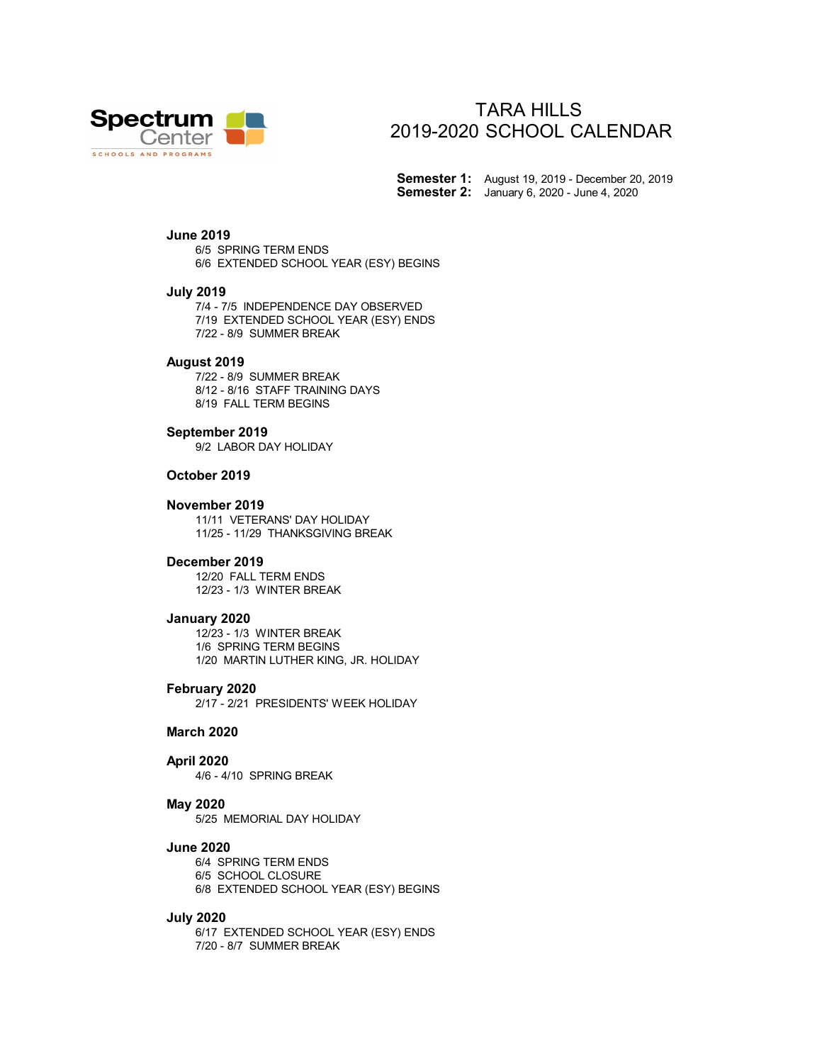Spectrum Center
SCHOOLS AND PROGRAMS

# TARA HILLS
# 2019-2020 SCHOOL CALENDAR

**Semester 1:** August 19, 2019 - December 20, 2019
**Semester 2:** January 6, 2020 - June 4, 2020

### June 2019
- 6/5 SPRING TERM ENDS
- 6/6 EXTENDED SCHOOL YEAR (ESY) BEGINS

### July 2019
- 7/4 - 7/5 INDEPENDENCE DAY OBSERVED
- 7/19 EXTENDED SCHOOL YEAR (ESY) ENDS
- 7/22 - 8/9 SUMMER BREAK

### August 2019
- 7/22 - 8/9 SUMMER BREAK
- 8/12 - 8/16 STAFF TRAINING DAYS
- 8/19 FALL TERM BEGINS

### September 2019
- 9/2 LABOR DAY HOLIDAY

### October 2019

### November 2019
- 11/11 VETERANS' DAY HOLIDAY
- 11/25 - 11/29 THANKSGIVING BREAK

### December 2019
- 12/20 FALL TERM ENDS
- 12/23 - 1/3 WINTER BREAK

### January 2020
- 12/23 - 1/3 WINTER BREAK
- 1/6 SPRING TERM BEGINS
- 1/20 MARTIN LUTHER KING, JR. HOLIDAY

### February 2020
- 2/17 - 2/21 PRESIDENTS' WEEK HOLIDAY

### March 2020

### April 2020
- 4/6 - 4/10 SPRING BREAK

### May 2020
- 5/25 MEMORIAL DAY HOLIDAY

### June 2020
- 6/4 SPRING TERM ENDS
- 6/5 SCHOOL CLOSURE
- 6/8 EXTENDED SCHOOL YEAR (ESY) BEGINS

### July 2020
- 6/17 EXTENDED SCHOOL YEAR (ESY) ENDS
- 7/20 - 8/7 SUMMER BREAK